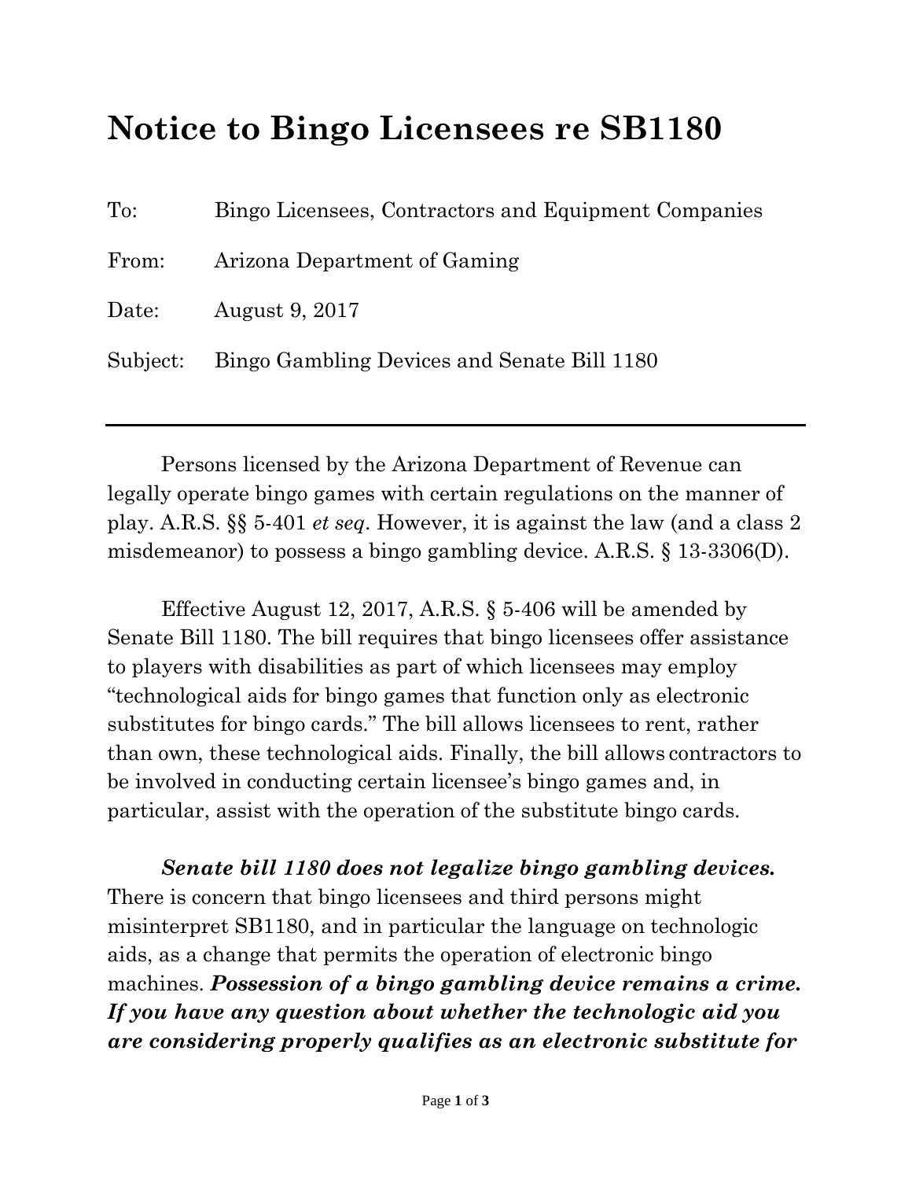# Notice to Bingo Licensees re SB1180

| | |
|---|---|
| To: | Bingo Licensees, Contractors and Equipment Companies |
| From: | Arizona Department of Gaming |
| Date: | August 9, 2017 |
| Subject: | Bingo Gambling Devices and Senate Bill 1180 |

---

Persons licensed by the Arizona Department of Revenue can legally operate bingo games with certain regulations on the manner of play. A.R.S. §§ 5-401 *et seq*. However, it is against the law (and a class 2 misdemeanor) to possess a bingo gambling device. A.R.S. § 13-3306(D).

Effective August 12, 2017, A.R.S. § 5-406 will be amended by Senate Bill 1180. The bill requires that bingo licensees offer assistance to players with disabilities as part of which licensees may employ "technological aids for bingo games that function only as electronic substitutes for bingo cards." The bill allows licensees to rent, rather than own, these technological aids. Finally, the bill allows contractors to be involved in conducting certain licensee's bingo games and, in particular, assist with the operation of the substitute bingo cards.

***Senate bill 1180 does not legalize bingo gambling devices.*** There is concern that bingo licensees and third persons might misinterpret SB1180, and in particular the language on technologic aids, as a change that permits the operation of electronic bingo machines. ***Possession of a bingo gambling device remains a crime. If you have any question about whether the technologic aid you are considering properly qualifies as an electronic substitute for***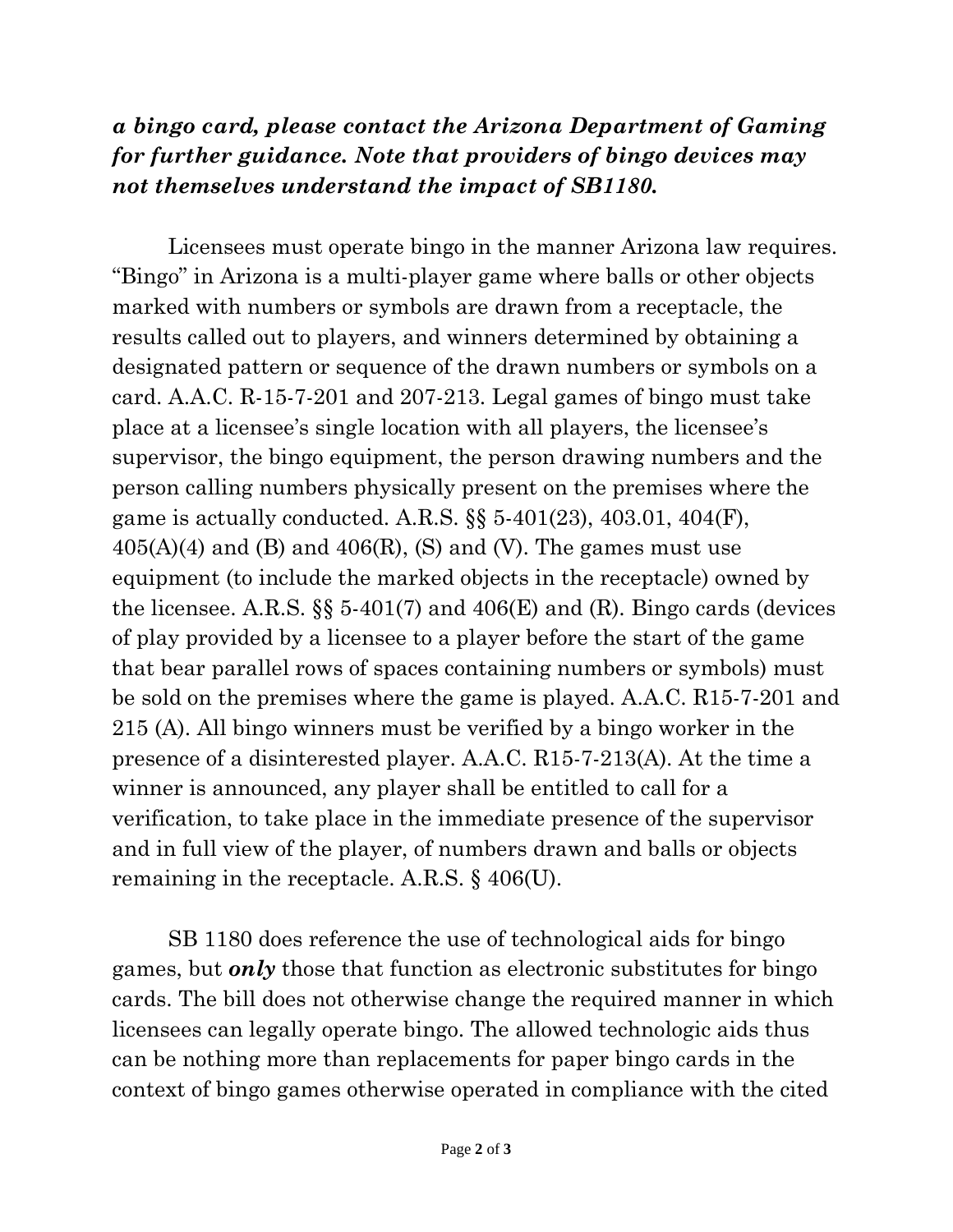***a bingo card, please contact the Arizona Department of Gaming for further guidance. Note that providers of bingo devices may not themselves understand the impact of SB1180.***

Licensees must operate bingo in the manner Arizona law requires. "Bingo" in Arizona is a multi-player game where balls or other objects marked with numbers or symbols are drawn from a receptacle, the results called out to players, and winners determined by obtaining a designated pattern or sequence of the drawn numbers or symbols on a card. A.A.C. R-15-7-201 and 207-213. Legal games of bingo must take place at a licensee's single location with all players, the licensee's supervisor, the bingo equipment, the person drawing numbers and the person calling numbers physically present on the premises where the game is actually conducted. A.R.S. §§ 5-401(23), 403.01, 404(F), 405(A)(4) and (B) and 406(R), (S) and (V). The games must use equipment (to include the marked objects in the receptacle) owned by the licensee. A.R.S. §§ 5-401(7) and 406(E) and (R). Bingo cards (devices of play provided by a licensee to a player before the start of the game that bear parallel rows of spaces containing numbers or symbols) must be sold on the premises where the game is played. A.A.C. R15-7-201 and 215 (A). All bingo winners must be verified by a bingo worker in the presence of a disinterested player. A.A.C. R15-7-213(A). At the time a winner is announced, any player shall be entitled to call for a verification, to take place in the immediate presence of the supervisor and in full view of the player, of numbers drawn and balls or objects remaining in the receptacle. A.R.S. § 406(U).

SB 1180 does reference the use of technological aids for bingo games, but ***only*** those that function as electronic substitutes for bingo cards. The bill does not otherwise change the required manner in which licensees can legally operate bingo. The allowed technologic aids thus can be nothing more than replacements for paper bingo cards in the context of bingo games otherwise operated in compliance with the cited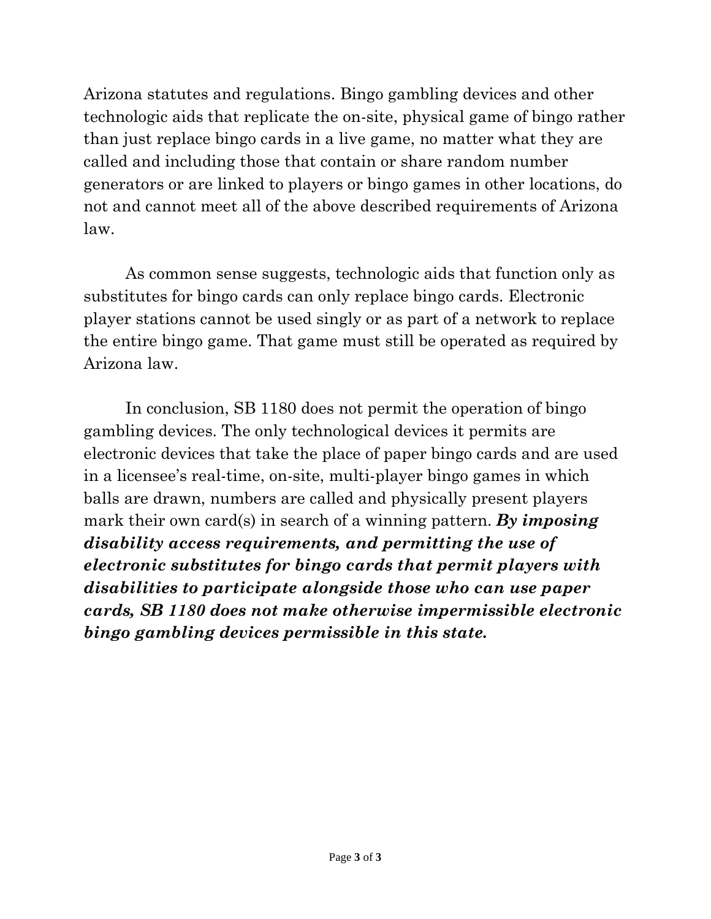Arizona statutes and regulations. Bingo gambling devices and other technologic aids that replicate the on-site, physical game of bingo rather than just replace bingo cards in a live game, no matter what they are called and including those that contain or share random number generators or are linked to players or bingo games in other locations, do not and cannot meet all of the above described requirements of Arizona law.

As common sense suggests, technologic aids that function only as substitutes for bingo cards can only replace bingo cards. Electronic player stations cannot be used singly or as part of a network to replace the entire bingo game. That game must still be operated as required by Arizona law.

In conclusion, SB 1180 does not permit the operation of bingo gambling devices. The only technological devices it permits are electronic devices that take the place of paper bingo cards and are used in a licensee's real-time, on-site, multi-player bingo games in which balls are drawn, numbers are called and physically present players mark their own card(s) in search of a winning pattern. ***By imposing disability access requirements, and permitting the use of electronic substitutes for bingo cards that permit players with disabilities to participate alongside those who can use paper cards, SB 1180 does not make otherwise impermissible electronic bingo gambling devices permissible in this state.***